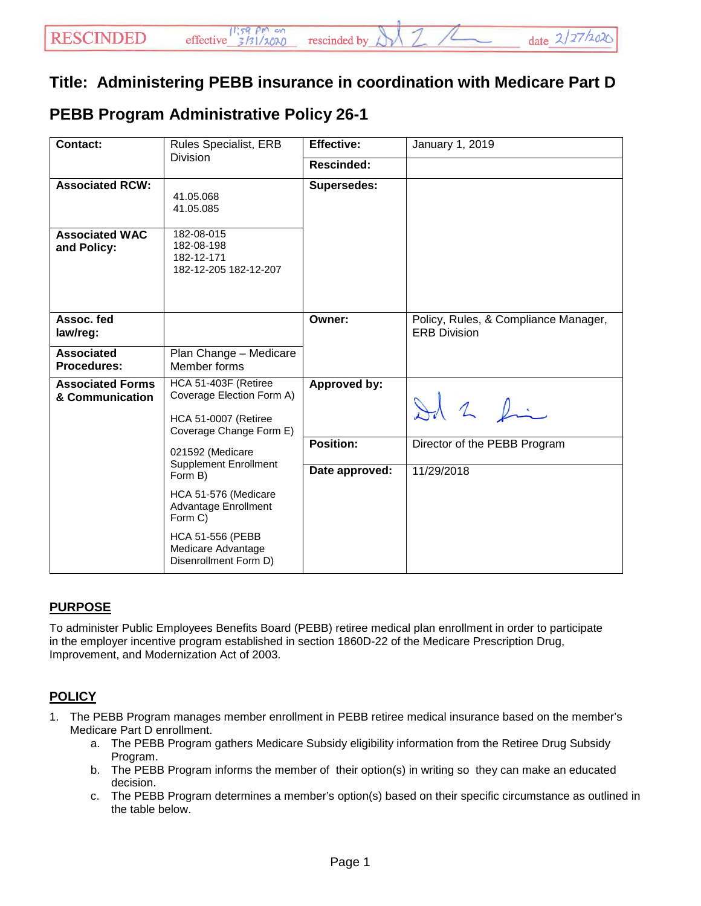RESCINDED effective 11:59 PM on 3/31/2020 rescinded by [signature] date 2/27/2020

# Title: Administering PEBB insurance in coordination with Medicare Part D

# PEBB Program Administrative Policy 26-1

| | | | |
|---|---|---|---|
| **Contact:** | Rules Specialist, ERB Division | **Effective:** | January 1, 2019 |
| | | **Rescinded:** | |
| **Associated RCW:** | 41.05.068<br>41.05.085 | **Supersedes:** | |
| **Associated WAC and Policy:** | 182-08-015<br>182-08-198<br>182-12-171<br>182-12-205 182-12-207 | | |
| **Assoc. fed law/reg:** | | **Owner:** | Policy, Rules, & Compliance Manager, ERB Division |
| **Associated Procedures:** | Plan Change – Medicare Member forms | | |
| **Associated Forms & Communication** | HCA 51-403F (Retiree Coverage Election Form A)<br><br>HCA 51-0007 (Retiree Coverage Change Form E)<br><br>021592 (Medicare Supplement Enrollment Form B)<br><br>HCA 51-576 (Medicare Advantage Enrollment Form C)<br><br>HCA 51-556 (PEBB Medicare Advantage Disenrollment Form D) | **Approved by:** | [signature] |
| | | **Position:** | Director of the PEBB Program |
| | | **Date approved:** | 11/29/2018 |

## PURPOSE

To administer Public Employees Benefits Board (PEBB) retiree medical plan enrollment in order to participate in the employer incentive program established in section 1860D-22 of the Medicare Prescription Drug, Improvement, and Modernization Act of 2003.

## POLICY

1. The PEBB Program manages member enrollment in PEBB retiree medical insurance based on the member's Medicare Part D enrollment.
   a. The PEBB Program gathers Medicare Subsidy eligibility information from the Retiree Drug Subsidy Program.
   b. The PEBB Program informs the member of their option(s) in writing so they can make an educated decision.
   c. The PEBB Program determines a member's option(s) based on their specific circumstance as outlined in the table below.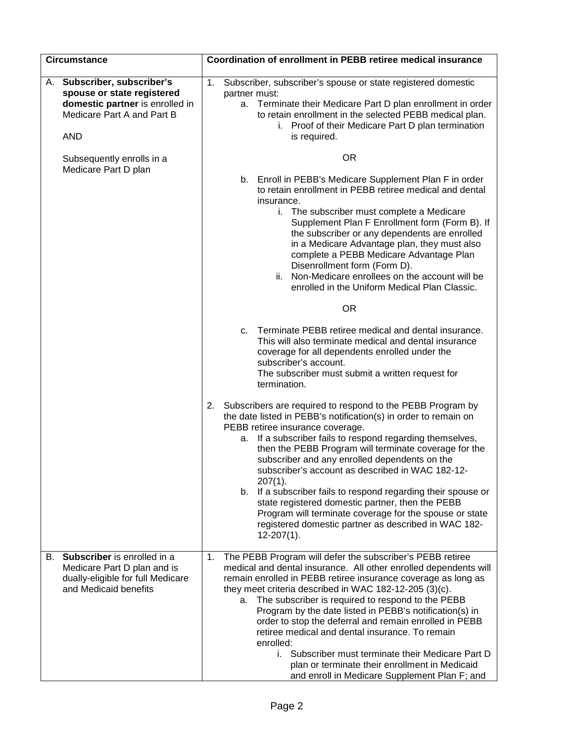| Circumstance | Coordination of enrollment in PEBB retiree medical insurance |
|---|---|
| A. **Subscriber, subscriber's spouse or state registered domestic partner** is enrolled in Medicare Part A and Part B<br><br>AND<br><br>Subsequently enrolls in a Medicare Part D plan | 1. Subscriber, subscriber's spouse or state registered domestic partner must:<br>a. Terminate their Medicare Part D plan enrollment in order to retain enrollment in the selected PEBB medical plan.<br>i. Proof of their Medicare Part D plan termination is required.<br><br>OR<br><br>b. Enroll in PEBB's Medicare Supplement Plan F in order to retain enrollment in PEBB retiree medical and dental insurance.<br>i. The subscriber must complete a Medicare Supplement Plan F Enrollment form (Form B). If the subscriber or any dependents are enrolled in a Medicare Advantage plan, they must also complete a PEBB Medicare Advantage Plan Disenrollment form (Form D).<br>ii. Non-Medicare enrollees on the account will be enrolled in the Uniform Medical Plan Classic.<br><br>OR<br><br>c. Terminate PEBB retiree medical and dental insurance. This will also terminate medical and dental insurance coverage for all dependents enrolled under the subscriber's account. The subscriber must submit a written request for termination.<br><br>2. Subscribers are required to respond to the PEBB Program by the date listed in PEBB's notification(s) in order to remain on PEBB retiree insurance coverage.<br>a. If a subscriber fails to respond regarding themselves, then the PEBB Program will terminate coverage for the subscriber and any enrolled dependents on the subscriber's account as described in WAC 182-12-207(1).<br>b. If a subscriber fails to respond regarding their spouse or state registered domestic partner, then the PEBB Program will terminate coverage for the spouse or state registered domestic partner as described in WAC 182-12-207(1). |
| B. **Subscriber** is enrolled in a Medicare Part D plan and is dually-eligible for full Medicare and Medicaid benefits | 1. The PEBB Program will defer the subscriber's PEBB retiree medical and dental insurance. All other enrolled dependents will remain enrolled in PEBB retiree insurance coverage as long as they meet criteria described in WAC 182-12-205 (3)(c).<br>a. The subscriber is required to respond to the PEBB Program by the date listed in PEBB's notification(s) in order to stop the deferral and remain enrolled in PEBB retiree medical and dental insurance. To remain enrolled:<br>i. Subscriber must terminate their Medicare Part D plan or terminate their enrollment in Medicaid and enroll in Medicare Supplement Plan F; and |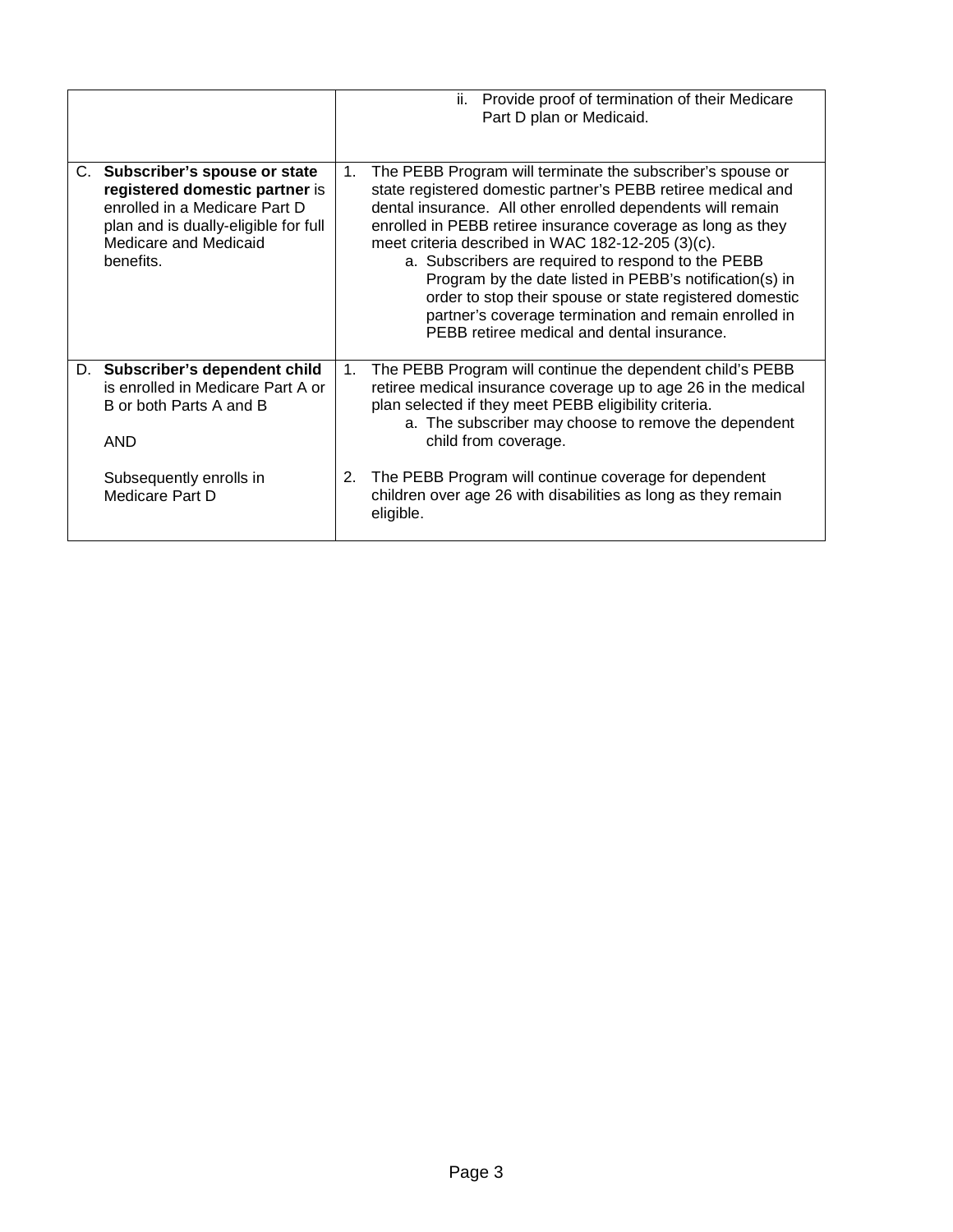| | |
|---|---|
| | ii. Provide proof of termination of their Medicare Part D plan or Medicaid. |
| C. **Subscriber's spouse or state registered domestic partner** is enrolled in a Medicare Part D plan and is dually-eligible for full Medicare and Medicaid benefits. | 1. The PEBB Program will terminate the subscriber's spouse or state registered domestic partner's PEBB retiree medical and dental insurance. All other enrolled dependents will remain enrolled in PEBB retiree insurance coverage as long as they meet criteria described in WAC 182-12-205 (3)(c).<br>a. Subscribers are required to respond to the PEBB Program by the date listed in PEBB's notification(s) in order to stop their spouse or state registered domestic partner's coverage termination and remain enrolled in PEBB retiree medical and dental insurance. |
| D. **Subscriber's dependent child** is enrolled in Medicare Part A or B or both Parts A and B<br><br>AND<br><br>Subsequently enrolls in Medicare Part D | 1. The PEBB Program will continue the dependent child's PEBB retiree medical insurance coverage up to age 26 in the medical plan selected if they meet PEBB eligibility criteria.<br>a. The subscriber may choose to remove the dependent child from coverage.<br><br>2. The PEBB Program will continue coverage for dependent children over age 26 with disabilities as long as they remain eligible. |